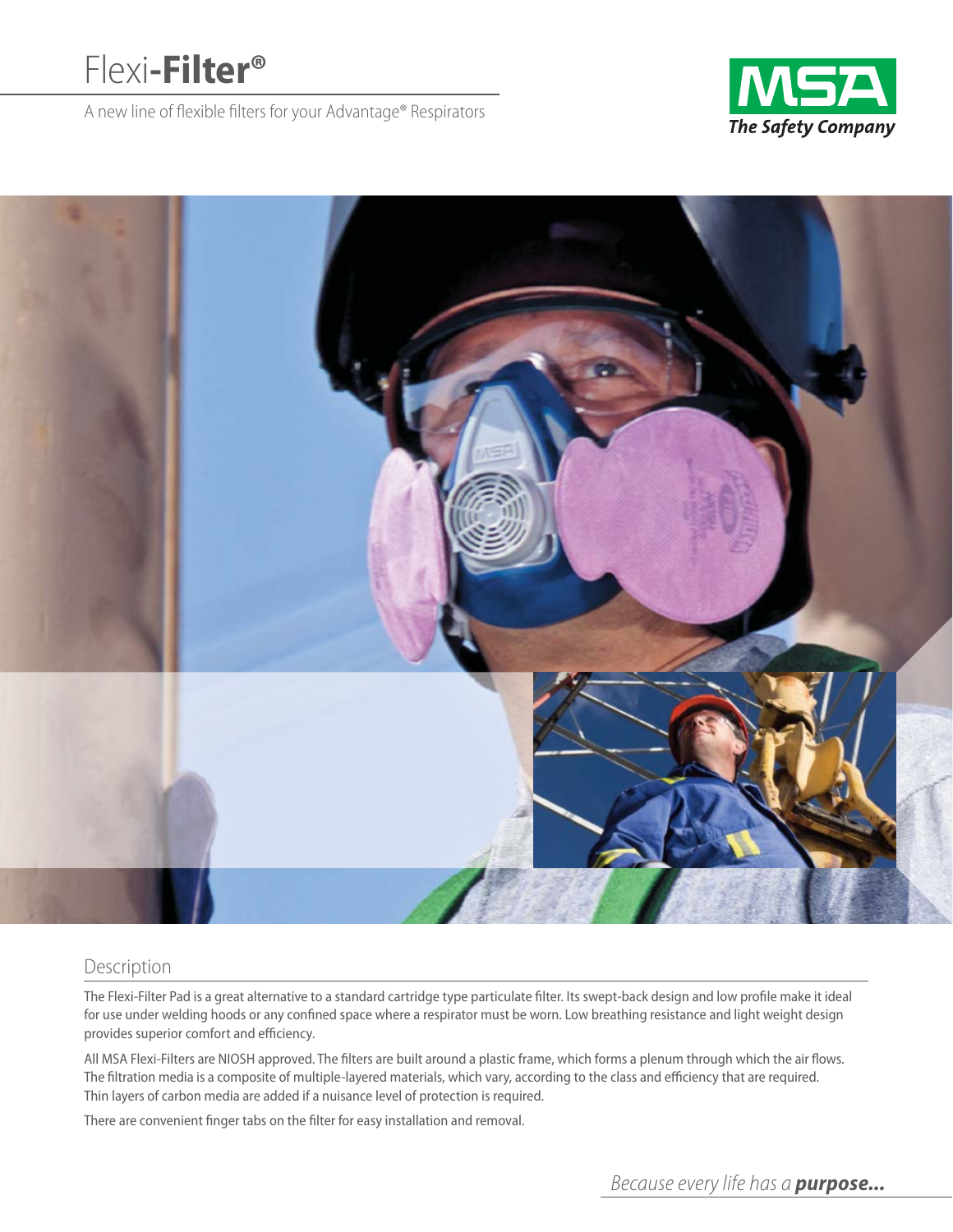# Flexi-**Filter**®

A new line of flexible filters for your Advantage® Respirators

MSA
*The Safety Company*

## Description

The Flexi-Filter Pad is a great alternative to a standard cartridge type particulate filter. Its swept-back design and low profile make it ideal for use under welding hoods or any confined space where a respirator must be worn. Low breathing resistance and light weight design provides superior comfort and efficiency.

All MSA Flexi-Filters are NIOSH approved. The filters are built around a plastic frame, which forms a plenum through which the air flows. The filtration media is a composite of multiple-layered materials, which vary, according to the class and efficiency that are required. Thin layers of carbon media are added if a nuisance level of protection is required.

There are convenient finger tabs on the filter for easy installation and removal.

*Because every life has a* ***purpose...***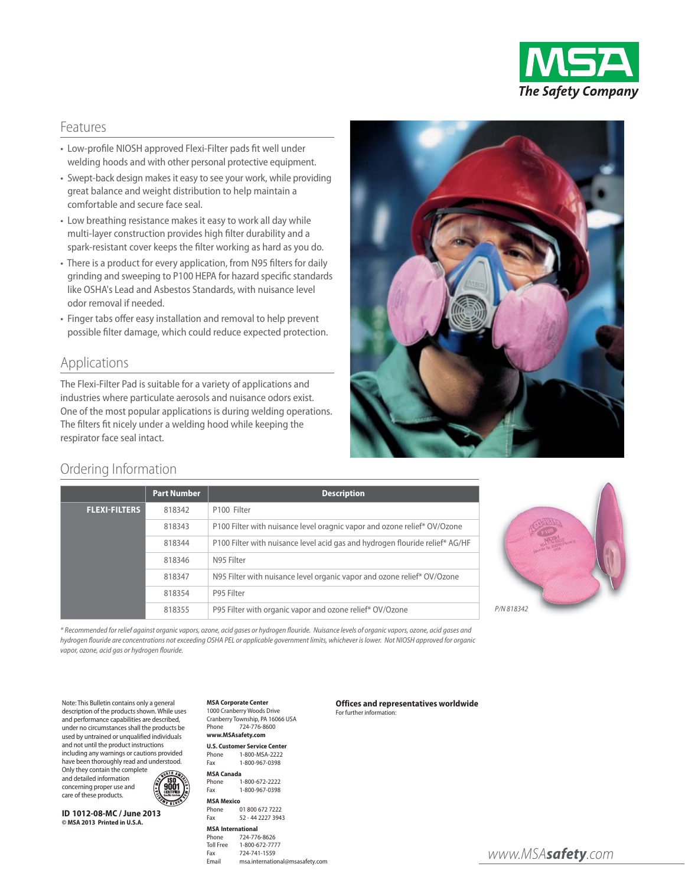# Features

- Low-profile NIOSH approved Flexi-Filter pads fit well under welding hoods and with other personal protective equipment.
- Swept-back design makes it easy to see your work, while providing great balance and weight distribution to help maintain a comfortable and secure face seal.
- Low breathing resistance makes it easy to work all day while multi-layer construction provides high filter durability and a spark-resistant cover keeps the filter working as hard as you do.
- There is a product for every application, from N95 filters for daily grinding and sweeping to P100 HEPA for hazard specific standards like OSHA's Lead and Asbestos Standards, with nuisance level odor removal if needed.
- Finger tabs offer easy installation and removal to help prevent possible filter damage, which could reduce expected protection.

# Applications

The Flexi-Filter Pad is suitable for a variety of applications and industries where particulate aerosols and nuisance odors exist. One of the most popular applications is during welding operations. The filters fit nicely under a welding hood while keeping the respirator face seal intact.

# Ordering Information

| | Part Number | Description |
|---|---|---|
| **FLEXI-FILTERS** | 818342 | P100 Filter |
| | 818343 | P100 Filter with nuisance level oragnic vapor and ozone relief* OV/Ozone |
| | 818344 | P100 Filter with nuisance level acid gas and hydrogen flouride relief* AG/HF |
| | 818346 | N95 Filter |
| | 818347 | N95 Filter with nuisance level organic vapor and ozone relief* OV/Ozone |
| | 818354 | P95 Filter |
| | 818355 | P95 Filter with organic vapor and ozone relief* OV/Ozone |

*P/N 818342*

*\* Recommended for relief against organic vapors, ozone, acid gases or hydrogen flouride. Nuisance levels of organic vapors, ozone, acid gases and hydrogen flouride are concentrations not exceeding OSHA PEL or applicable government limits, whichever is lower. Not NIOSH approved for organic vapor, ozone, acid gas or hydrogen flouride.*

Note: This Bulletin contains only a general description of the products shown. While uses and performance capabilities are described, under no circumstances shall the products be used by untrained or unqualified individuals and not until the product instructions including any warnings or cautions provided have been thoroughly read and understood. Only they contain the complete and detailed information concerning proper use and care of these products.

**ID 1012-08-MC / June 2013**
**© MSA 2013 Printed in U.S.A.**

**MSA Corporate Center**
1000 Cranberry Woods Drive
Cranberry Township, PA 16066 USA
Phone 724-776-8600
**www.MSAsafety.com**

**U.S. Customer Service Center**
Phone 1-800-MSA-2222
Fax 1-800-967-0398

**MSA Canada**
Phone 1-800-672-2222
Fax 1-800-967-0398

**MSA Mexico**
Phone 01 800 672 7222
Fax 52 - 44 2227 3943

**MSA International**
Phone 724-776-8626
Toll Free 1-800-672-7777
Fax 724-741-1559
Email msa.international@msasafety.com

**Offices and representatives worldwide**
For further information:

www.MSA**safety**.com